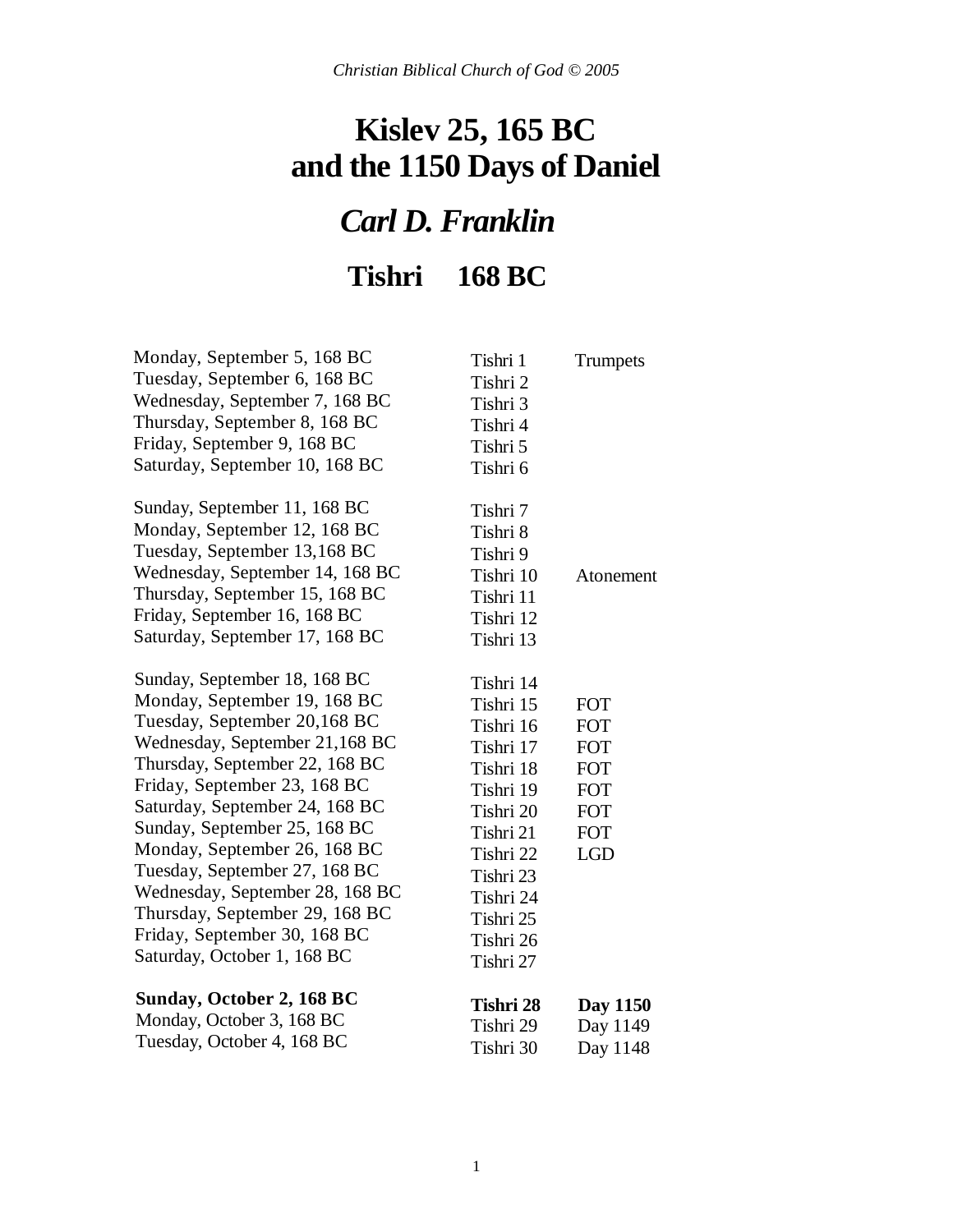# Kislev 25, 165 BC and the 1150 Days of Daniel

## *Carl D. Franklin*

## Tishri 168 BC

| | | |
|---|---|---|
| Monday, September 5, 168 BC | Tishri 1 | Trumpets |
| Tuesday, September 6, 168 BC | Tishri 2 | |
| Wednesday, September 7, 168 BC | Tishri 3 | |
| Thursday, September 8, 168 BC | Tishri 4 | |
| Friday, September 9, 168 BC | Tishri 5 | |
| Saturday, September 10, 168 BC | Tishri 6 | |
| Sunday, September 11, 168 BC | Tishri 7 | |
| Monday, September 12, 168 BC | Tishri 8 | |
| Tuesday, September 13,168 BC | Tishri 9 | |
| Wednesday, September 14, 168 BC | Tishri 10 | Atonement |
| Thursday, September 15, 168 BC | Tishri 11 | |
| Friday, September 16, 168 BC | Tishri 12 | |
| Saturday, September 17, 168 BC | Tishri 13 | |
| Sunday, September 18, 168 BC | Tishri 14 | |
| Monday, September 19, 168 BC | Tishri 15 | FOT |
| Tuesday, September 20,168 BC | Tishri 16 | FOT |
| Wednesday, September 21,168 BC | Tishri 17 | FOT |
| Thursday, September 22, 168 BC | Tishri 18 | FOT |
| Friday, September 23, 168 BC | Tishri 19 | FOT |
| Saturday, September 24, 168 BC | Tishri 20 | FOT |
| Sunday, September 25, 168 BC | Tishri 21 | FOT |
| Monday, September 26, 168 BC | Tishri 22 | LGD |
| Tuesday, September 27, 168 BC | Tishri 23 | |
| Wednesday, September 28, 168 BC | Tishri 24 | |
| Thursday, September 29, 168 BC | Tishri 25 | |
| Friday, September 30, 168 BC | Tishri 26 | |
| Saturday, October 1, 168 BC | Tishri 27 | |
| **Sunday, October 2, 168 BC** | **Tishri 28** | **Day 1150** |
| Monday, October 3, 168 BC | Tishri 29 | Day 1149 |
| Tuesday, October 4, 168 BC | Tishri 30 | Day 1148 |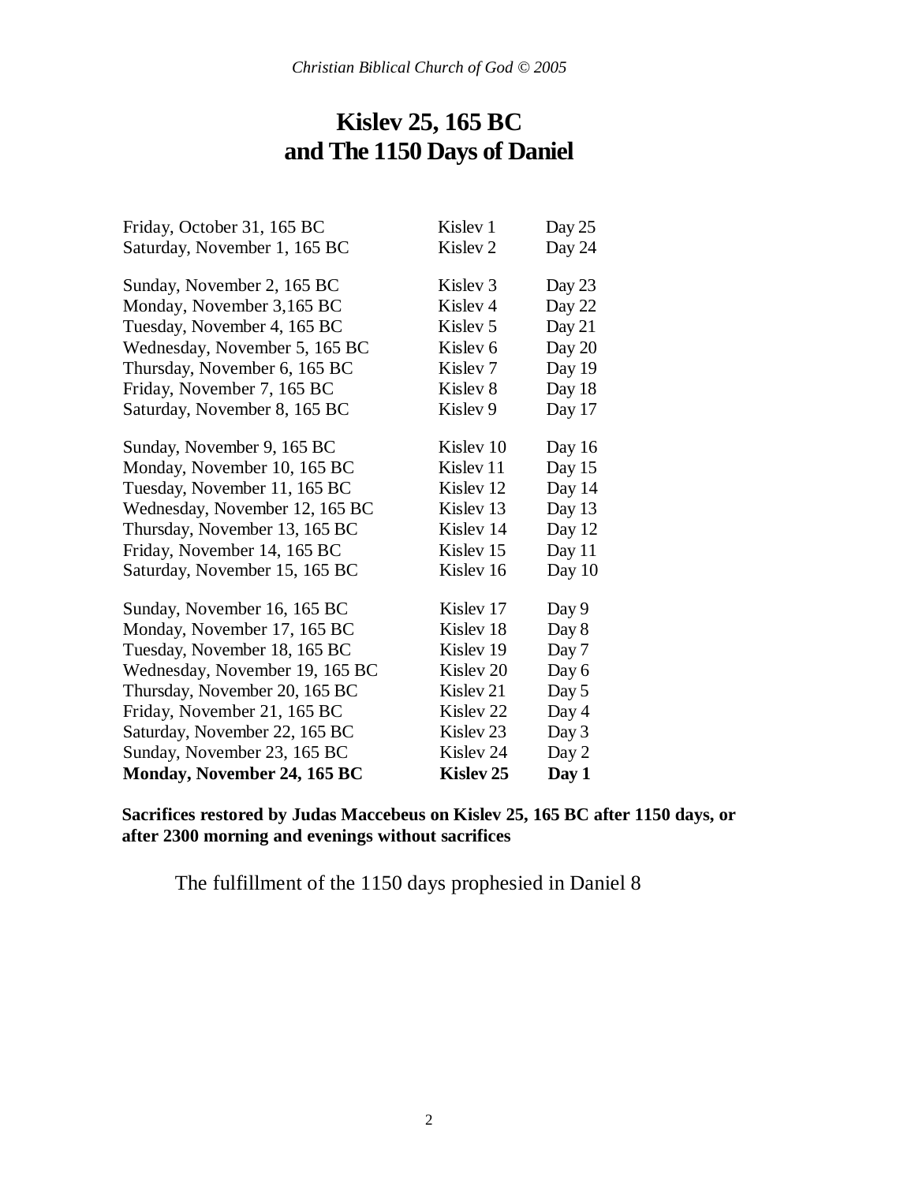# Kislev 25, 165 BC and The 1150 Days of Daniel

| | | |
|---|---|---|
| Friday, October 31, 165 BC | Kislev 1 | Day 25 |
| Saturday, November 1, 165 BC | Kislev 2 | Day 24 |
| Sunday, November 2, 165 BC | Kislev 3 | Day 23 |
| Monday, November 3,165 BC | Kislev 4 | Day 22 |
| Tuesday, November 4, 165 BC | Kislev 5 | Day 21 |
| Wednesday, November 5, 165 BC | Kislev 6 | Day 20 |
| Thursday, November 6, 165 BC | Kislev 7 | Day 19 |
| Friday, November 7, 165 BC | Kislev 8 | Day 18 |
| Saturday, November 8, 165 BC | Kislev 9 | Day 17 |
| Sunday, November 9, 165 BC | Kislev 10 | Day 16 |
| Monday, November 10, 165 BC | Kislev 11 | Day 15 |
| Tuesday, November 11, 165 BC | Kislev 12 | Day 14 |
| Wednesday, November 12, 165 BC | Kislev 13 | Day 13 |
| Thursday, November 13, 165 BC | Kislev 14 | Day 12 |
| Friday, November 14, 165 BC | Kislev 15 | Day 11 |
| Saturday, November 15, 165 BC | Kislev 16 | Day 10 |
| Sunday, November 16, 165 BC | Kislev 17 | Day 9 |
| Monday, November 17, 165 BC | Kislev 18 | Day 8 |
| Tuesday, November 18, 165 BC | Kislev 19 | Day 7 |
| Wednesday, November 19, 165 BC | Kislev 20 | Day 6 |
| Thursday, November 20, 165 BC | Kislev 21 | Day 5 |
| Friday, November 21, 165 BC | Kislev 22 | Day 4 |
| Saturday, November 22, 165 BC | Kislev 23 | Day 3 |
| Sunday, November 23, 165 BC | Kislev 24 | Day 2 |
| **Monday, November 24, 165 BC** | **Kislev 25** | **Day 1** |

**Sacrifices restored by Judas Maccebeus on Kislev 25, 165 BC after 1150 days, or after 2300 morning and evenings without sacrifices**

The fulfillment of the 1150 days prophesied in Daniel 8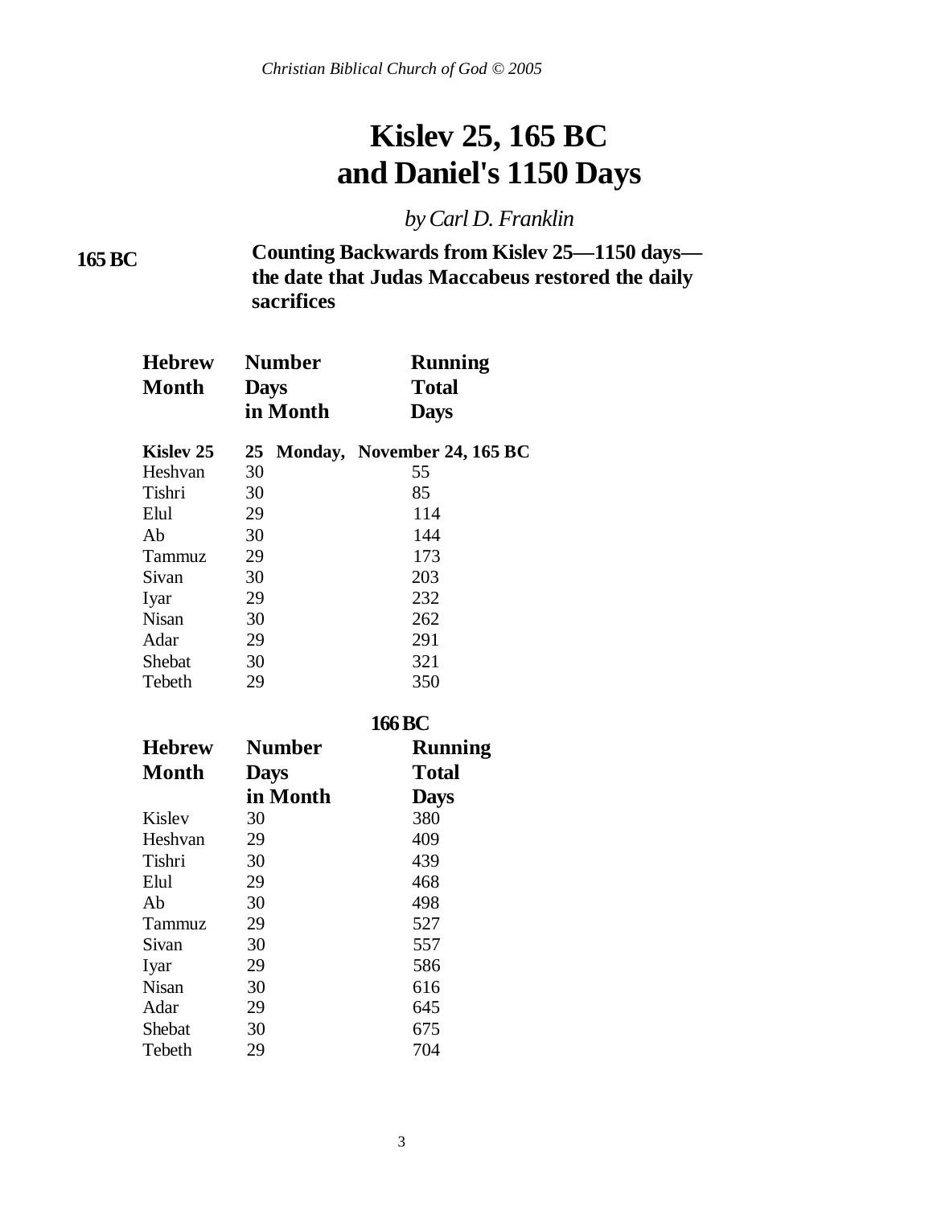*Christian Biblical Church of God © 2005*

# Kislev 25, 165 BC and Daniel's 1150 Days

*by Carl D. Franklin*

**165 BC**

**Counting Backwards from Kislev 25—1150 days—the date that Judas Maccabeus restored the daily sacrifices**

| Hebrew Month | Number Days in Month | Running Total Days |
|---|---|---|
| **Kislev 25** | **25** | **Monday, November 24, 165 BC** |
| Heshvan | 30 | 55 |
| Tishri | 30 | 85 |
| Elul | 29 | 114 |
| Ab | 30 | 144 |
| Tammuz | 29 | 173 |
| Sivan | 30 | 203 |
| Iyar | 29 | 232 |
| Nisan | 30 | 262 |
| Adar | 29 | 291 |
| Shebat | 30 | 321 |
| Tebeth | 29 | 350 |

**166 BC**

| Hebrew Month | Number Days in Month | Running Total Days |
|---|---|---|
| Kislev | 30 | 380 |
| Heshvan | 29 | 409 |
| Tishri | 30 | 439 |
| Elul | 29 | 468 |
| Ab | 30 | 498 |
| Tammuz | 29 | 527 |
| Sivan | 30 | 557 |
| Iyar | 29 | 586 |
| Nisan | 30 | 616 |
| Adar | 29 | 645 |
| Shebat | 30 | 675 |
| Tebeth | 29 | 704 |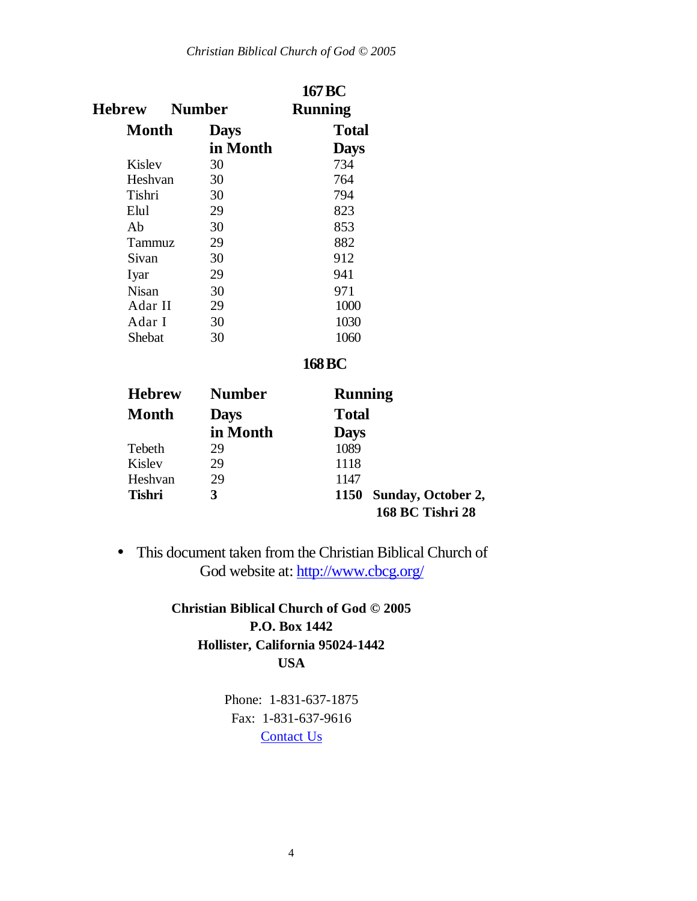| Hebrew Month | Number Days in Month | 167 BC Running Total Days |
|---|---|---|
| Kislev | 30 | 734 |
| Heshvan | 30 | 764 |
| Tishri | 30 | 794 |
| Elul | 29 | 823 |
| Ab | 30 | 853 |
| Tammuz | 29 | 882 |
| Sivan | 30 | 912 |
| Iyar | 29 | 941 |
| Nisan | 30 | 971 |
| Adar II | 29 | 1000 |
| Adar I | 30 | 1030 |
| Shebat | 30 | 1060 |

**168 BC**

| Hebrew Month | Number Days in Month | Running Total Days |
|---|---|---|
| Tebeth | 29 | 1089 |
| Kislev | 29 | 1118 |
| Heshvan | 29 | 1147 |
| **Tishri** | **3** | **1150 Sunday, October 2, 168 BC Tishri 28** |

- This document taken from the Christian Biblical Church of God website at: [http://www.cbcg.org/](http://www.cbcg.org/)

**Christian Biblical Church of God © 2005**
**P.O. Box 1442**
**Hollister, California 95024-1442**
**USA**

Phone: 1-831-637-1875
Fax: 1-831-637-9616
[Contact Us]()